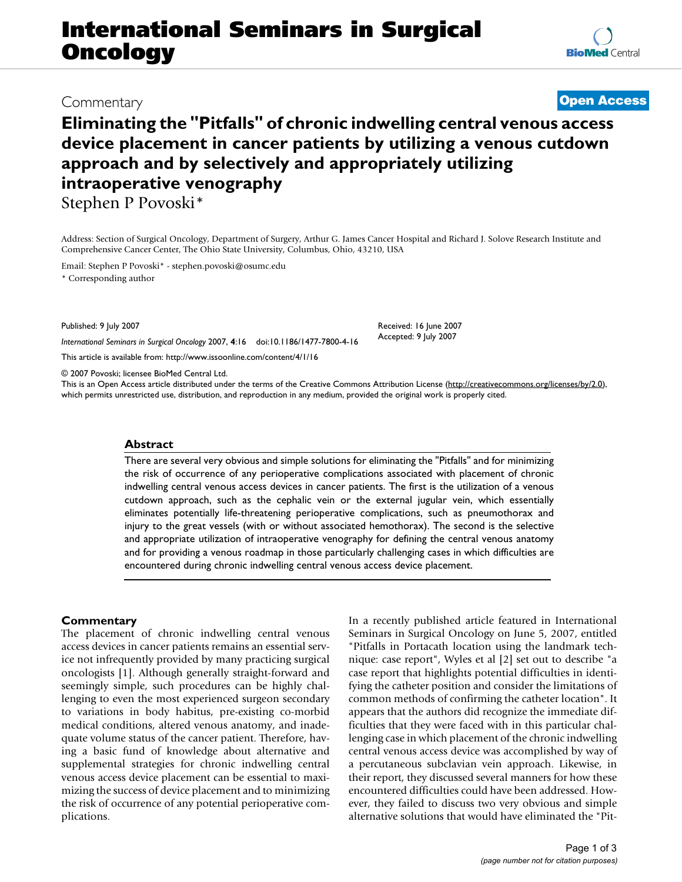# International Seminars in Surgical Oncology

Commentary

**Open Access**

# Eliminating the "Pitfalls" of chronic indwelling central venous access device placement in cancer patients by utilizing a venous cutdown approach and by selectively and appropriately utilizing intraoperative venography

Stephen P Povoski*

Address: Section of Surgical Oncology, Department of Surgery, Arthur G. James Cancer Hospital and Richard J. Solove Research Institute and Comprehensive Cancer Center, The Ohio State University, Columbus, Ohio, 43210, USA

Email: Stephen P Povoski* - stephen.povoski@osumc.edu

* Corresponding author

Published: 9 July 2007

*International Seminars in Surgical Oncology* 2007, **4**:16 doi:10.1186/1477-7800-4-16

Received: 16 June 2007
Accepted: 9 July 2007

This article is available from: http://www.issoonline.com/content/4/1/16

© 2007 Povoski; licensee BioMed Central Ltd.
This is an Open Access article distributed under the terms of the Creative Commons Attribution License (http://creativecommons.org/licenses/by/2.0), which permits unrestricted use, distribution, and reproduction in any medium, provided the original work is properly cited.

## Abstract

There are several very obvious and simple solutions for eliminating the "Pitfalls" and for minimizing the risk of occurrence of any perioperative complications associated with placement of chronic indwelling central venous access devices in cancer patients. The first is the utilization of a venous cutdown approach, such as the cephalic vein or the external jugular vein, which essentially eliminates potentially life-threatening perioperative complications, such as pneumothorax and injury to the great vessels (with or without associated hemothorax). The second is the selective and appropriate utilization of intraoperative venography for defining the central venous anatomy and for providing a venous roadmap in those particularly challenging cases in which difficulties are encountered during chronic indwelling central venous access device placement.

## Commentary

The placement of chronic indwelling central venous access devices in cancer patients remains an essential service not infrequently provided by many practicing surgical oncologists [1]. Although generally straight-forward and seemingly simple, such procedures can be highly challenging to even the most experienced surgeon secondary to variations in body habitus, pre-existing co-morbid medical conditions, altered venous anatomy, and inadequate volume status of the cancer patient. Therefore, having a basic fund of knowledge about alternative and supplemental strategies for chronic indwelling central venous access device placement can be essential to maximizing the success of device placement and to minimizing the risk of occurrence of any potential perioperative complications.

In a recently published article featured in International Seminars in Surgical Oncology on June 5, 2007, entitled "Pitfalls in Portacath location using the landmark technique: case report", Wyles et al [2] set out to describe "a case report that highlights potential difficulties in identifying the catheter position and consider the limitations of common methods of confirming the catheter location". It appears that the authors did recognize the immediate difficulties that they were faced with in this particular challenging case in which placement of the chronic indwelling central venous access device was accomplished by way of a percutaneous subclavian vein approach. Likewise, in their report, they discussed several manners for how these encountered difficulties could have been addressed. However, they failed to discuss two very obvious and simple alternative solutions that would have eliminated the "Pit-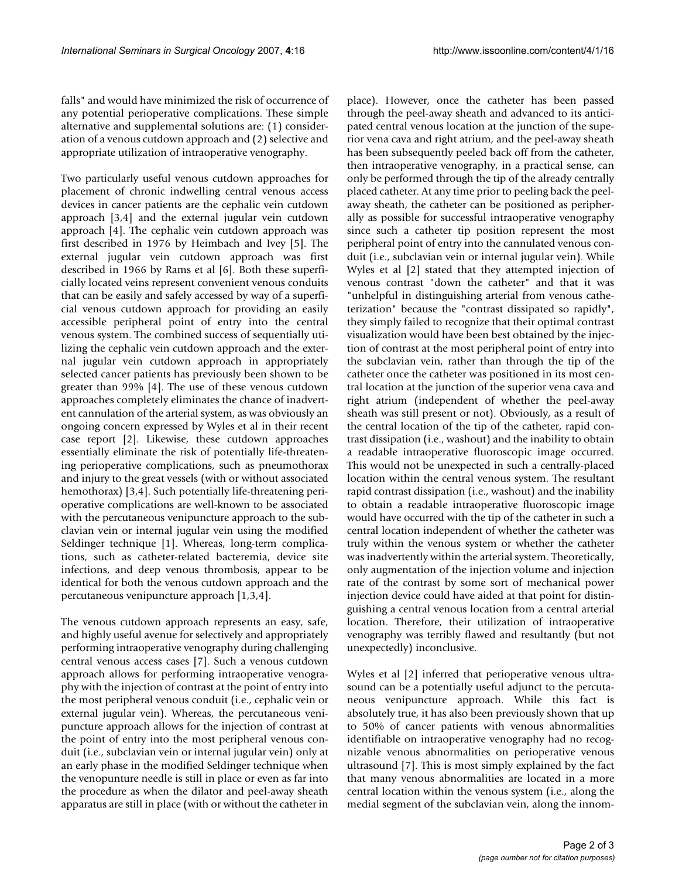falls" and would have minimized the risk of occurrence of any potential perioperative complications. These simple alternative and supplemental solutions are: (1) consideration of a venous cutdown approach and (2) selective and appropriate utilization of intraoperative venography.

Two particularly useful venous cutdown approaches for placement of chronic indwelling central venous access devices in cancer patients are the cephalic vein cutdown approach [3,4] and the external jugular vein cutdown approach [4]. The cephalic vein cutdown approach was first described in 1976 by Heimbach and Ivey [5]. The external jugular vein cutdown approach was first described in 1966 by Rams et al [6]. Both these superficially located veins represent convenient venous conduits that can be easily and safely accessed by way of a superficial venous cutdown approach for providing an easily accessible peripheral point of entry into the central venous system. The combined success of sequentially utilizing the cephalic vein cutdown approach and the external jugular vein cutdown approach in appropriately selected cancer patients has previously been shown to be greater than 99% [4]. The use of these venous cutdown approaches completely eliminates the chance of inadvertent cannulation of the arterial system, as was obviously an ongoing concern expressed by Wyles et al in their recent case report [2]. Likewise, these cutdown approaches essentially eliminate the risk of potentially life-threatening perioperative complications, such as pneumothorax and injury to the great vessels (with or without associated hemothorax) [3,4]. Such potentially life-threatening perioperative complications are well-known to be associated with the percutaneous venipuncture approach to the subclavian vein or internal jugular vein using the modified Seldinger technique [1]. Whereas, long-term complications, such as catheter-related bacteremia, device site infections, and deep venous thrombosis, appear to be identical for both the venous cutdown approach and the percutaneous venipuncture approach [1,3,4].

The venous cutdown approach represents an easy, safe, and highly useful avenue for selectively and appropriately performing intraoperative venography during challenging central venous access cases [7]. Such a venous cutdown approach allows for performing intraoperative venography with the injection of contrast at the point of entry into the most peripheral venous conduit (i.e., cephalic vein or external jugular vein). Whereas, the percutaneous venipuncture approach allows for the injection of contrast at the point of entry into the most peripheral venous conduit (i.e., subclavian vein or internal jugular vein) only at an early phase in the modified Seldinger technique when the venopunture needle is still in place or even as far into the procedure as when the dilator and peel-away sheath apparatus are still in place (with or without the catheter in place). However, once the catheter has been passed through the peel-away sheath and advanced to its anticipated central venous location at the junction of the superior vena cava and right atrium, and the peel-away sheath has been subsequently peeled back off from the catheter, then intraoperative venography, in a practical sense, can only be performed through the tip of the already centrally placed catheter. At any time prior to peeling back the peel-away sheath, the catheter can be positioned as peripherally as possible for successful intraoperative venography since such a catheter tip position represent the most peripheral point of entry into the cannulated venous conduit (i.e., subclavian vein or internal jugular vein). While Wyles et al [2] stated that they attempted injection of venous contrast "down the catheter" and that it was "unhelpful in distinguishing arterial from venous catheterization" because the "contrast dissipated so rapidly", they simply failed to recognize that their optimal contrast visualization would have been best obtained by the injection of contrast at the most peripheral point of entry into the subclavian vein, rather than through the tip of the catheter once the catheter was positioned in its most central location at the junction of the superior vena cava and right atrium (independent of whether the peel-away sheath was still present or not). Obviously, as a result of the central location of the tip of the catheter, rapid contrast dissipation (i.e., washout) and the inability to obtain a readable intraoperative fluoroscopic image occurred. This would not be unexpected in such a centrally-placed location within the central venous system. The resultant rapid contrast dissipation (i.e., washout) and the inability to obtain a readable intraoperative fluoroscopic image would have occurred with the tip of the catheter in such a central location independent of whether the catheter was truly within the venous system or whether the catheter was inadvertently within the arterial system. Theoretically, only augmentation of the injection volume and injection rate of the contrast by some sort of mechanical power injection device could have aided at that point for distinguishing a central venous location from a central arterial location. Therefore, their utilization of intraoperative venography was terribly flawed and resultantly (but not unexpectedly) inconclusive.

Wyles et al [2] inferred that perioperative venous ultrasound can be a potentially useful adjunct to the percutaneous venipuncture approach. While this fact is absolutely true, it has also been previously shown that up to 50% of cancer patients with venous abnormalities identifiable on intraoperative venography had no recognizable venous abnormalities on perioperative venous ultrasound [7]. This is most simply explained by the fact that many venous abnormalities are located in a more central location within the venous system (i.e., along the medial segment of the subclavian vein, along the innom-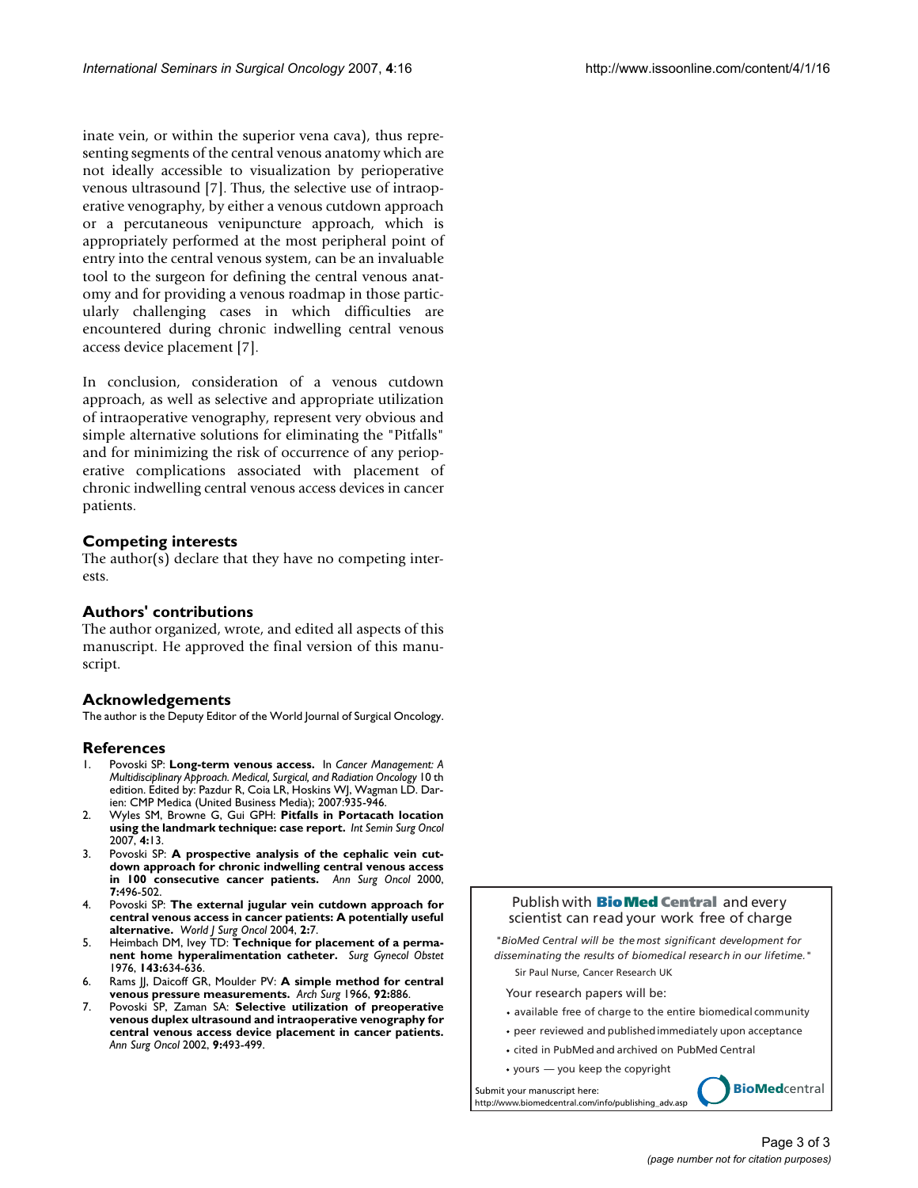inate vein, or within the superior vena cava), thus representing segments of the central venous anatomy which are not ideally accessible to visualization by perioperative venous ultrasound [7]. Thus, the selective use of intraoperative venography, by either a venous cutdown approach or a percutaneous venipuncture approach, which is appropriately performed at the most peripheral point of entry into the central venous system, can be an invaluable tool to the surgeon for defining the central venous anatomy and for providing a venous roadmap in those particularly challenging cases in which difficulties are encountered during chronic indwelling central venous access device placement [7].

In conclusion, consideration of a venous cutdown approach, as well as selective and appropriate utilization of intraoperative venography, represent very obvious and simple alternative solutions for eliminating the "Pitfalls" and for minimizing the risk of occurrence of any perioperative complications associated with placement of chronic indwelling central venous access devices in cancer patients.

## Competing interests

The author(s) declare that they have no competing interests.

## Authors' contributions

The author organized, wrote, and edited all aspects of this manuscript. He approved the final version of this manuscript.

## Acknowledgements

The author is the Deputy Editor of the World Journal of Surgical Oncology.

## References

1. Povoski SP: **Long-term venous access.** In *Cancer Management: A Multidisciplinary Approach. Medical, Surgical, and Radiation Oncology* 10 th edition. Edited by: Pazdur R, Coia LR, Hoskins WJ, Wagman LD. Darien: CMP Medica (United Business Media); 2007:935-946.
2. Wyles SM, Browne G, Gui GPH: **Pitfalls in Portacath location using the landmark technique: case report.** *Int Semin Surg Oncol* 2007, **4:**13.
3. Povoski SP: **A prospective analysis of the cephalic vein cutdown approach for chronic indwelling central venous access in 100 consecutive cancer patients.** *Ann Surg Oncol* 2000, **7:**496-502.
4. Povoski SP: **The external jugular vein cutdown approach for central venous access in cancer patients: A potentially useful alternative.** *World J Surg Oncol* 2004, **2:**7.
5. Heimbach DM, Ivey TD: **Technique for placement of a permanent home hyperalimentation catheter.** *Surg Gynecol Obstet* 1976, **143:**634-636.
6. Rams JJ, Daicoff GR, Moulder PV: **A simple method for central venous pressure measurements.** *Arch Surg* 1966, **92:**886.
7. Povoski SP, Zaman SA: **Selective utilization of preoperative venous duplex ultrasound and intraoperative venography for central venous access device placement in cancer patients.** *Ann Surg Oncol* 2002, **9:**493-499.

Publish with **BioMed Central** and every scientist can read your work free of charge

*"BioMed Central will be the most significant development for disseminating the results of biomedical research in our lifetime."*
Sir Paul Nurse, Cancer Research UK

Your research papers will be:

- available free of charge to the entire biomedical community
- peer reviewed and published immediately upon acceptance
- cited in PubMed and archived on PubMed Central
- yours — you keep the copyright

Submit your manuscript here:
http://www.biomedcentral.com/info/publishing_adv.asp

**BioMed**central